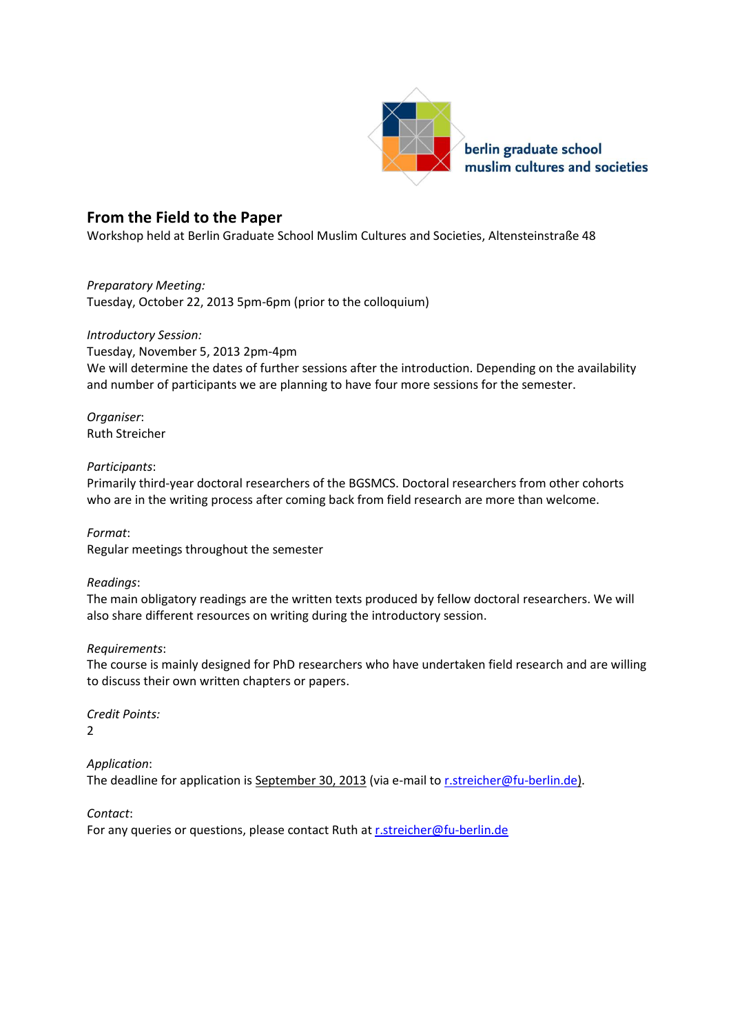berlin graduate school
muslim cultures and societies

## From the Field to the Paper

Workshop held at Berlin Graduate School Muslim Cultures and Societies, Altensteinstraße 48

*Preparatory Meeting:*
Tuesday, October 22, 2013 5pm-6pm (prior to the colloquium)

*Introductory Session:*
Tuesday, November 5, 2013 2pm-4pm
We will determine the dates of further sessions after the introduction. Depending on the availability and number of participants we are planning to have four more sessions for the semester.

*Organiser*:
Ruth Streicher

*Participants*:
Primarily third-year doctoral researchers of the BGSMCS. Doctoral researchers from other cohorts who are in the writing process after coming back from field research are more than welcome.

*Format*:
Regular meetings throughout the semester

*Readings*:
The main obligatory readings are the written texts produced by fellow doctoral researchers. We will also share different resources on writing during the introductory session.

*Requirements*:
The course is mainly designed for PhD researchers who have undertaken field research and are willing to discuss their own written chapters or papers.

*Credit Points:*
2

*Application*:
The deadline for application is September 30, 2013 (via e-mail to r.streicher@fu-berlin.de).

*Contact*:
For any queries or questions, please contact Ruth at r.streicher@fu-berlin.de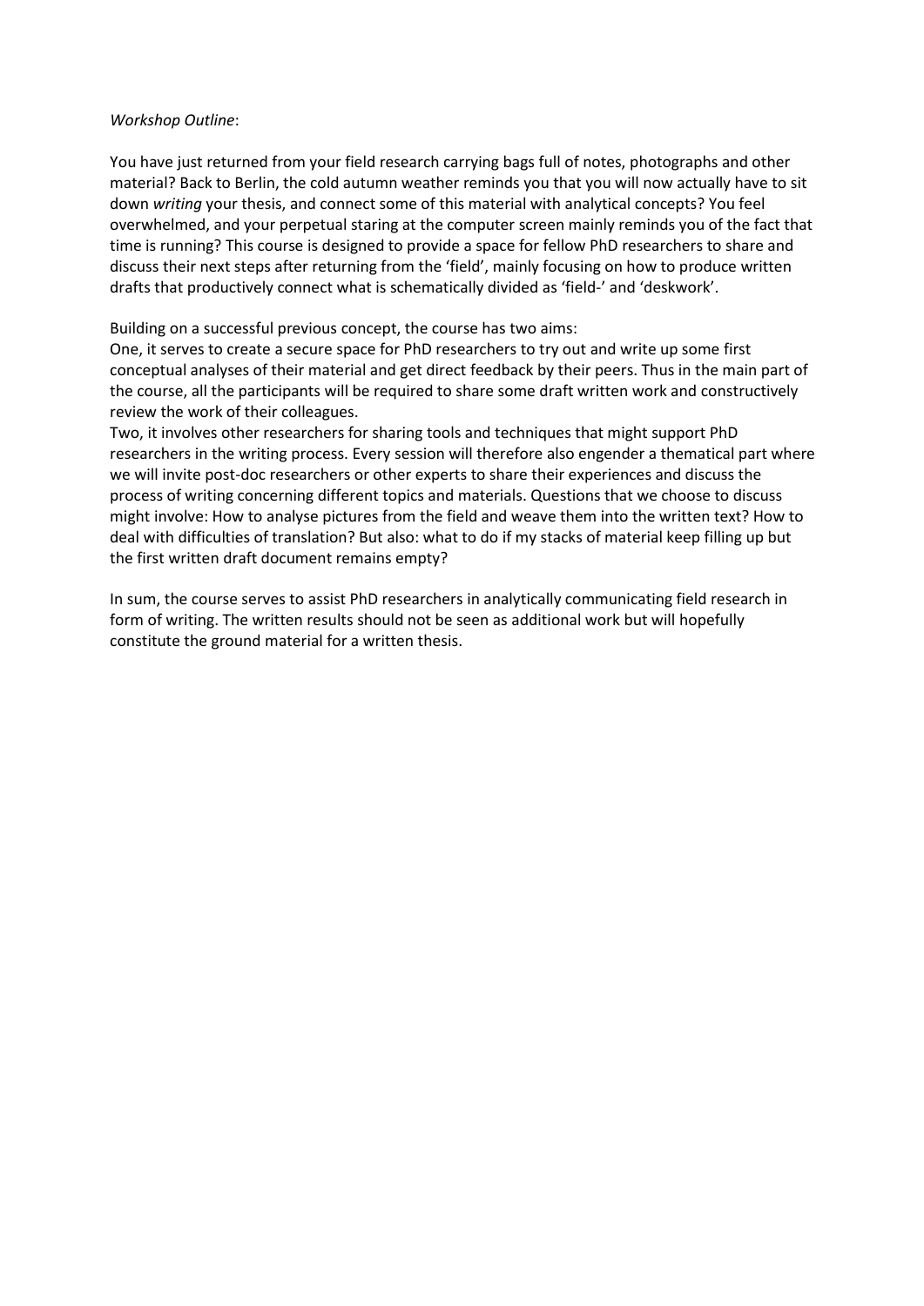*Workshop Outline*:

You have just returned from your field research carrying bags full of notes, photographs and other material? Back to Berlin, the cold autumn weather reminds you that you will now actually have to sit down *writing* your thesis, and connect some of this material with analytical concepts? You feel overwhelmed, and your perpetual staring at the computer screen mainly reminds you of the fact that time is running? This course is designed to provide a space for fellow PhD researchers to share and discuss their next steps after returning from the 'field', mainly focusing on how to produce written drafts that productively connect what is schematically divided as 'field-' and 'deskwork'.

Building on a successful previous concept, the course has two aims:
One, it serves to create a secure space for PhD researchers to try out and write up some first conceptual analyses of their material and get direct feedback by their peers. Thus in the main part of the course, all the participants will be required to share some draft written work and constructively review the work of their colleagues.
Two, it involves other researchers for sharing tools and techniques that might support PhD researchers in the writing process. Every session will therefore also engender a thematical part where we will invite post-doc researchers or other experts to share their experiences and discuss the process of writing concerning different topics and materials. Questions that we choose to discuss might involve: How to analyse pictures from the field and weave them into the written text? How to deal with difficulties of translation? But also: what to do if my stacks of material keep filling up but the first written draft document remains empty?

In sum, the course serves to assist PhD researchers in analytically communicating field research in form of writing. The written results should not be seen as additional work but will hopefully constitute the ground material for a written thesis.